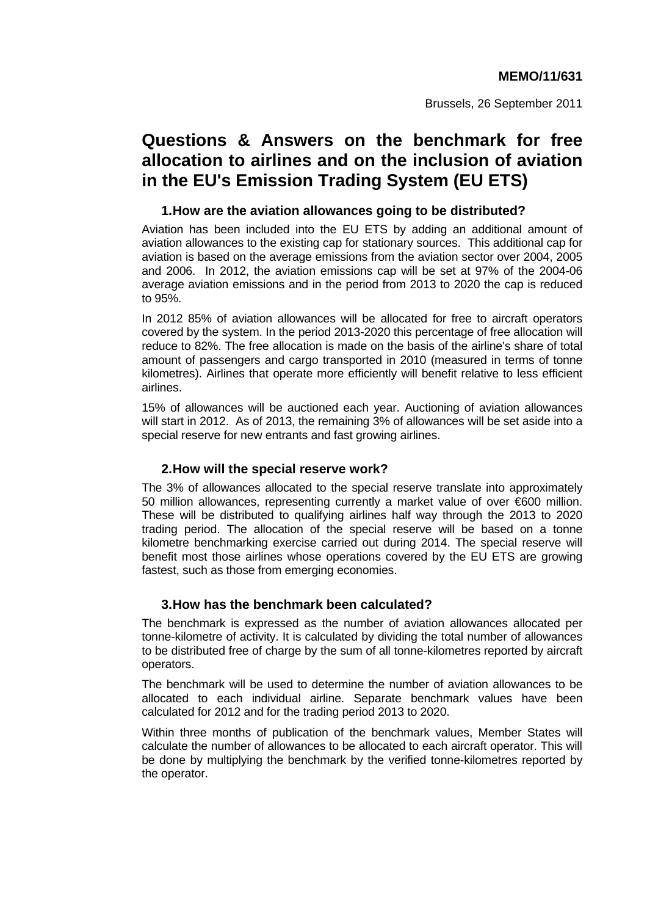**MEMO/11/631**

Brussels, 26 September 2011

# Questions & Answers on the benchmark for free allocation to airlines and on the inclusion of aviation in the EU's Emission Trading System (EU ETS)

### 1. How are the aviation allowances going to be distributed?

Aviation has been included into the EU ETS by adding an additional amount of aviation allowances to the existing cap for stationary sources. This additional cap for aviation is based on the average emissions from the aviation sector over 2004, 2005 and 2006. In 2012, the aviation emissions cap will be set at 97% of the 2004-06 average aviation emissions and in the period from 2013 to 2020 the cap is reduced to 95%.

In 2012 85% of aviation allowances will be allocated for free to aircraft operators covered by the system. In the period 2013-2020 this percentage of free allocation will reduce to 82%. The free allocation is made on the basis of the airline's share of total amount of passengers and cargo transported in 2010 (measured in terms of tonne kilometres). Airlines that operate more efficiently will benefit relative to less efficient airlines.

15% of allowances will be auctioned each year. Auctioning of aviation allowances will start in 2012. As of 2013, the remaining 3% of allowances will be set aside into a special reserve for new entrants and fast growing airlines.

### 2. How will the special reserve work?

The 3% of allowances allocated to the special reserve translate into approximately 50 million allowances, representing currently a market value of over €600 million. These will be distributed to qualifying airlines half way through the 2013 to 2020 trading period. The allocation of the special reserve will be based on a tonne kilometre benchmarking exercise carried out during 2014. The special reserve will benefit most those airlines whose operations covered by the EU ETS are growing fastest, such as those from emerging economies.

### 3. How has the benchmark been calculated?

The benchmark is expressed as the number of aviation allowances allocated per tonne-kilometre of activity. It is calculated by dividing the total number of allowances to be distributed free of charge by the sum of all tonne-kilometres reported by aircraft operators.

The benchmark will be used to determine the number of aviation allowances to be allocated to each individual airline. Separate benchmark values have been calculated for 2012 and for the trading period 2013 to 2020.

Within three months of publication of the benchmark values, Member States will calculate the number of allowances to be allocated to each aircraft operator. This will be done by multiplying the benchmark by the verified tonne-kilometres reported by the operator.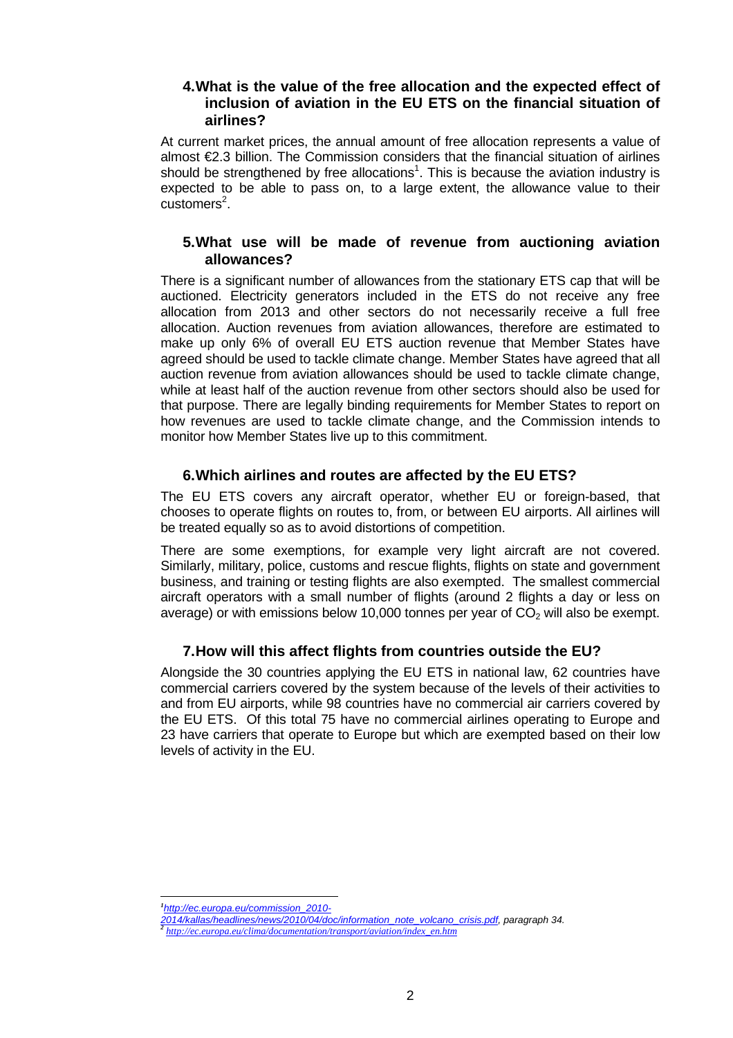## 4. What is the value of the free allocation and the expected effect of inclusion of aviation in the EU ETS on the financial situation of airlines?

At current market prices, the annual amount of free allocation represents a value of almost €2.3 billion. The Commission considers that the financial situation of airlines should be strengthened by free allocations[1]. This is because the aviation industry is expected to be able to pass on, to a large extent, the allowance value to their customers[2].

## 5. What use will be made of revenue from auctioning aviation allowances?

There is a significant number of allowances from the stationary ETS cap that will be auctioned. Electricity generators included in the ETS do not receive any free allocation from 2013 and other sectors do not necessarily receive a full free allocation. Auction revenues from aviation allowances, therefore are estimated to make up only 6% of overall EU ETS auction revenue that Member States have agreed should be used to tackle climate change. Member States have agreed that all auction revenue from aviation allowances should be used to tackle climate change, while at least half of the auction revenue from other sectors should also be used for that purpose. There are legally binding requirements for Member States to report on how revenues are used to tackle climate change, and the Commission intends to monitor how Member States live up to this commitment.

## 6. Which airlines and routes are affected by the EU ETS?

The EU ETS covers any aircraft operator, whether EU or foreign-based, that chooses to operate flights on routes to, from, or between EU airports. All airlines will be treated equally so as to avoid distortions of competition.

There are some exemptions, for example very light aircraft are not covered. Similarly, military, police, customs and rescue flights, flights on state and government business, and training or testing flights are also exempted. The smallest commercial aircraft operators with a small number of flights (around 2 flights a day or less on average) or with emissions below 10,000 tonnes per year of $CO_2$ will also be exempt.

## 7. How will this affect flights from countries outside the EU?

Alongside the 30 countries applying the EU ETS in national law, 62 countries have commercial carriers covered by the system because of the levels of their activities to and from EU airports, while 98 countries have no commercial air carriers covered by the EU ETS. Of this total 75 have no commercial airlines operating to Europe and 23 have carriers that operate to Europe but which are exempted based on their low levels of activity in the EU.

---

[1] *http://ec.europa.eu/commission_2010-2014/kallas/headlines/news/2010/04/doc/information_note_volcano_crisis.pdf, paragraph 34.*

[2] *http://ec.europa.eu/clima/documentation/transport/aviation/index_en.htm*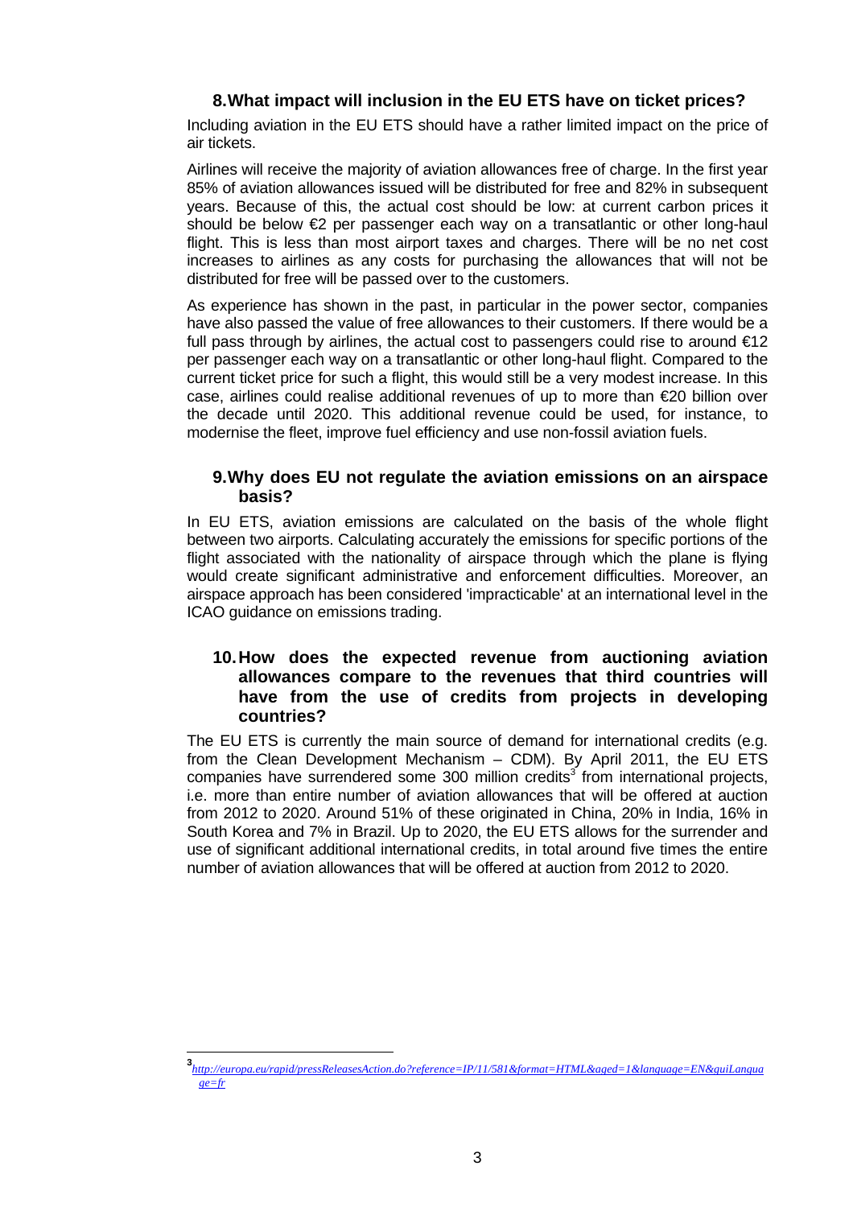## 8. What impact will inclusion in the EU ETS have on ticket prices?

Including aviation in the EU ETS should have a rather limited impact on the price of air tickets.

Airlines will receive the majority of aviation allowances free of charge. In the first year 85% of aviation allowances issued will be distributed for free and 82% in subsequent years. Because of this, the actual cost should be low: at current carbon prices it should be below €2 per passenger each way on a transatlantic or other long-haul flight. This is less than most airport taxes and charges. There will be no net cost increases to airlines as any costs for purchasing the allowances that will not be distributed for free will be passed over to the customers.

As experience has shown in the past, in particular in the power sector, companies have also passed the value of free allowances to their customers. If there would be a full pass through by airlines, the actual cost to passengers could rise to around €12 per passenger each way on a transatlantic or other long-haul flight. Compared to the current ticket price for such a flight, this would still be a very modest increase. In this case, airlines could realise additional revenues of up to more than €20 billion over the decade until 2020. This additional revenue could be used, for instance, to modernise the fleet, improve fuel efficiency and use non-fossil aviation fuels.

## 9. Why does EU not regulate the aviation emissions on an airspace basis?

In EU ETS, aviation emissions are calculated on the basis of the whole flight between two airports. Calculating accurately the emissions for specific portions of the flight associated with the nationality of airspace through which the plane is flying would create significant administrative and enforcement difficulties. Moreover, an airspace approach has been considered 'impracticable' at an international level in the ICAO guidance on emissions trading.

## 10. How does the expected revenue from auctioning aviation allowances compare to the revenues that third countries will have from the use of credits from projects in developing countries?

The EU ETS is currently the main source of demand for international credits (e.g. from the Clean Development Mechanism – CDM). By April 2011, the EU ETS companies have surrendered some 300 million credits[3] from international projects, i.e. more than entire number of aviation allowances that will be offered at auction from 2012 to 2020. Around 51% of these originated in China, 20% in India, 16% in South Korea and 7% in Brazil. Up to 2020, the EU ETS allows for the surrender and use of significant additional international credits, in total around five times the entire number of aviation allowances that will be offered at auction from 2012 to 2020.

---

[3] *http://europa.eu/rapid/pressReleasesAction.do?reference=IP/11/581&format=HTML&aged=1&language=EN&guiLanguage=fr*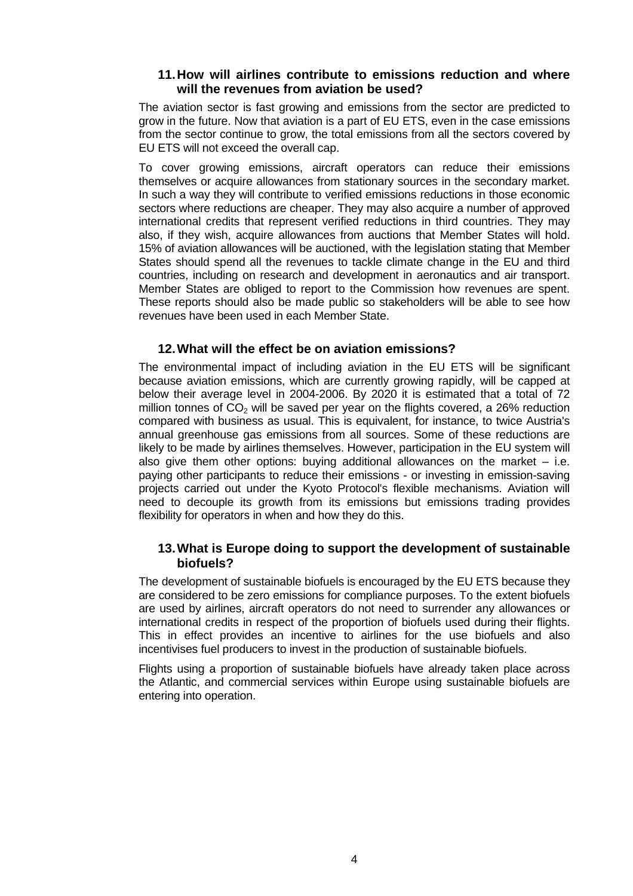### 11. How will airlines contribute to emissions reduction and where will the revenues from aviation be used?

The aviation sector is fast growing and emissions from the sector are predicted to grow in the future. Now that aviation is a part of EU ETS, even in the case emissions from the sector continue to grow, the total emissions from all the sectors covered by EU ETS will not exceed the overall cap.

To cover growing emissions, aircraft operators can reduce their emissions themselves or acquire allowances from stationary sources in the secondary market. In such a way they will contribute to verified emissions reductions in those economic sectors where reductions are cheaper. They may also acquire a number of approved international credits that represent verified reductions in third countries. They may also, if they wish, acquire allowances from auctions that Member States will hold. 15% of aviation allowances will be auctioned, with the legislation stating that Member States should spend all the revenues to tackle climate change in the EU and third countries, including on research and development in aeronautics and air transport. Member States are obliged to report to the Commission how revenues are spent. These reports should also be made public so stakeholders will be able to see how revenues have been used in each Member State.

### 12. What will the effect be on aviation emissions?

The environmental impact of including aviation in the EU ETS will be significant because aviation emissions, which are currently growing rapidly, will be capped at below their average level in 2004-2006. By 2020 it is estimated that a total of 72 million tonnes of $CO_2$ will be saved per year on the flights covered, a 26% reduction compared with business as usual. This is equivalent, for instance, to twice Austria's annual greenhouse gas emissions from all sources. Some of these reductions are likely to be made by airlines themselves. However, participation in the EU system will also give them other options: buying additional allowances on the market – i.e. paying other participants to reduce their emissions - or investing in emission-saving projects carried out under the Kyoto Protocol's flexible mechanisms. Aviation will need to decouple its growth from its emissions but emissions trading provides flexibility for operators in when and how they do this.

### 13. What is Europe doing to support the development of sustainable biofuels?

The development of sustainable biofuels is encouraged by the EU ETS because they are considered to be zero emissions for compliance purposes. To the extent biofuels are used by airlines, aircraft operators do not need to surrender any allowances or international credits in respect of the proportion of biofuels used during their flights. This in effect provides an incentive to airlines for the use biofuels and also incentivises fuel producers to invest in the production of sustainable biofuels.

Flights using a proportion of sustainable biofuels have already taken place across the Atlantic, and commercial services within Europe using sustainable biofuels are entering into operation.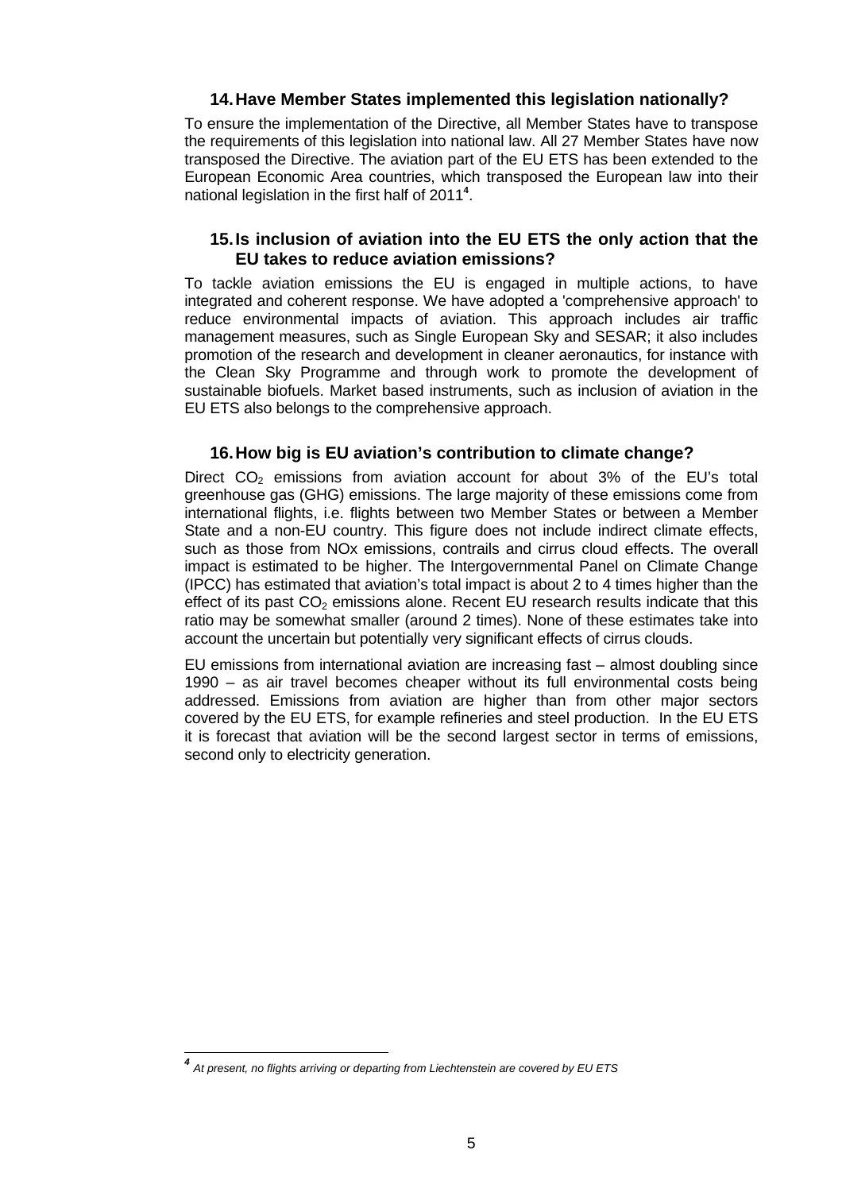### 14. Have Member States implemented this legislation nationally?

To ensure the implementation of the Directive, all Member States have to transpose the requirements of this legislation into national law. All 27 Member States have now transposed the Directive. The aviation part of the EU ETS has been extended to the European Economic Area countries, which transposed the European law into their national legislation in the first half of 2011[4].

### 15. Is inclusion of aviation into the EU ETS the only action that the EU takes to reduce aviation emissions?

To tackle aviation emissions the EU is engaged in multiple actions, to have integrated and coherent response. We have adopted a 'comprehensive approach' to reduce environmental impacts of aviation. This approach includes air traffic management measures, such as Single European Sky and SESAR; it also includes promotion of the research and development in cleaner aeronautics, for instance with the Clean Sky Programme and through work to promote the development of sustainable biofuels. Market based instruments, such as inclusion of aviation in the EU ETS also belongs to the comprehensive approach.

### 16. How big is EU aviation's contribution to climate change?

Direct $CO_2$ emissions from aviation account for about 3% of the EU's total greenhouse gas (GHG) emissions. The large majority of these emissions come from international flights, i.e. flights between two Member States or between a Member State and a non-EU country. This figure does not include indirect climate effects, such as those from NOx emissions, contrails and cirrus cloud effects. The overall impact is estimated to be higher. The Intergovernmental Panel on Climate Change (IPCC) has estimated that aviation's total impact is about 2 to 4 times higher than the effect of its past $CO_2$ emissions alone. Recent EU research results indicate that this ratio may be somewhat smaller (around 2 times). None of these estimates take into account the uncertain but potentially very significant effects of cirrus clouds.

EU emissions from international aviation are increasing fast – almost doubling since 1990 – as air travel becomes cheaper without its full environmental costs being addressed. Emissions from aviation are higher than from other major sectors covered by the EU ETS, for example refineries and steel production. In the EU ETS it is forecast that aviation will be the second largest sector in terms of emissions, second only to electricity generation.

---

[4] *At present, no flights arriving or departing from Liechtenstein are covered by EU ETS*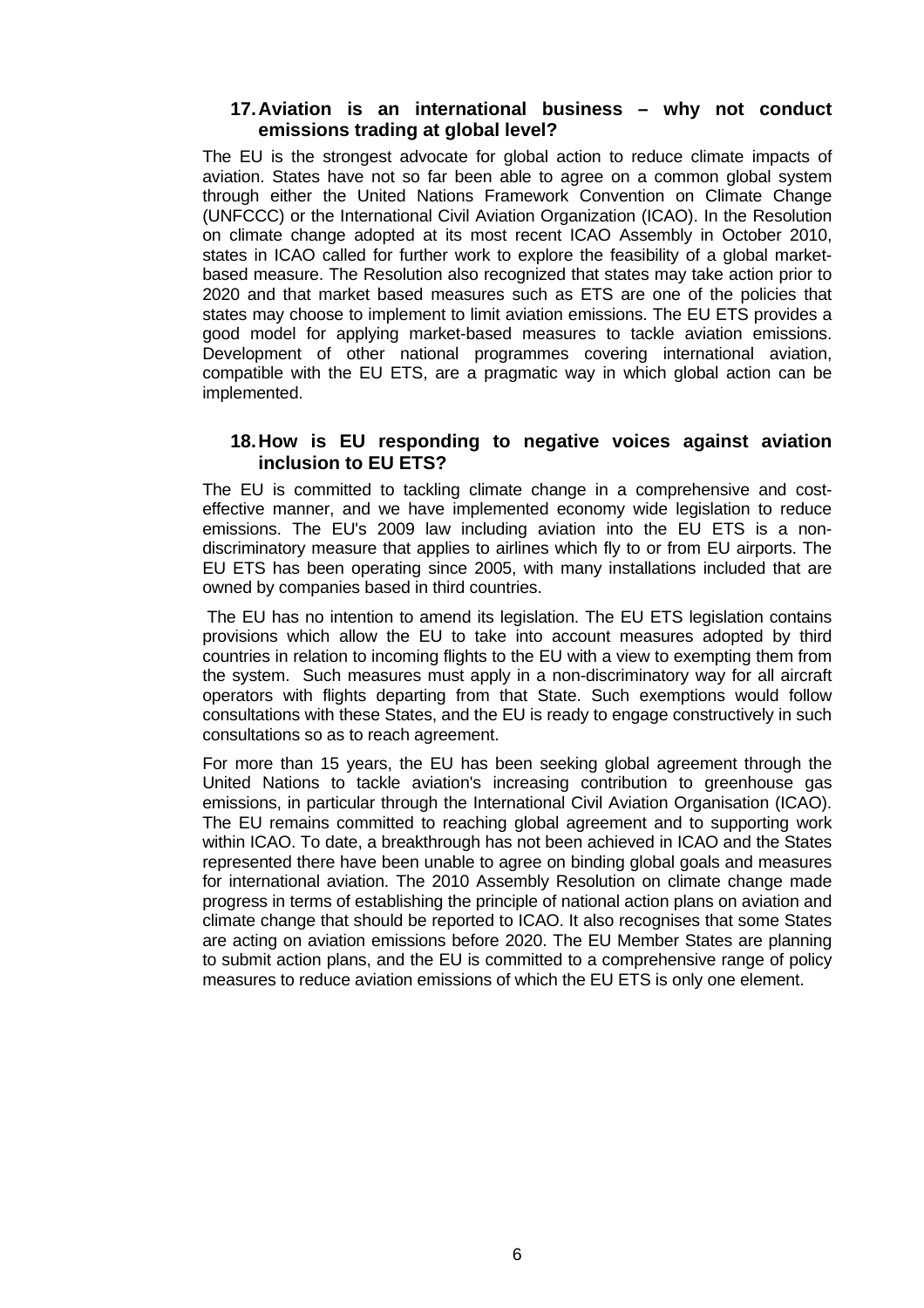## 17. Aviation is an international business – why not conduct emissions trading at global level?

The EU is the strongest advocate for global action to reduce climate impacts of aviation. States have not so far been able to agree on a common global system through either the United Nations Framework Convention on Climate Change (UNFCCC) or the International Civil Aviation Organization (ICAO). In the Resolution on climate change adopted at its most recent ICAO Assembly in October 2010, states in ICAO called for further work to explore the feasibility of a global market-based measure. The Resolution also recognized that states may take action prior to 2020 and that market based measures such as ETS are one of the policies that states may choose to implement to limit aviation emissions. The EU ETS provides a good model for applying market-based measures to tackle aviation emissions. Development of other national programmes covering international aviation, compatible with the EU ETS, are a pragmatic way in which global action can be implemented.

## 18. How is EU responding to negative voices against aviation inclusion to EU ETS?

The EU is committed to tackling climate change in a comprehensive and cost-effective manner, and we have implemented economy wide legislation to reduce emissions. The EU's 2009 law including aviation into the EU ETS is a non-discriminatory measure that applies to airlines which fly to or from EU airports. The EU ETS has been operating since 2005, with many installations included that are owned by companies based in third countries.

The EU has no intention to amend its legislation. The EU ETS legislation contains provisions which allow the EU to take into account measures adopted by third countries in relation to incoming flights to the EU with a view to exempting them from the system. Such measures must apply in a non-discriminatory way for all aircraft operators with flights departing from that State. Such exemptions would follow consultations with these States, and the EU is ready to engage constructively in such consultations so as to reach agreement.

For more than 15 years, the EU has been seeking global agreement through the United Nations to tackle aviation's increasing contribution to greenhouse gas emissions, in particular through the International Civil Aviation Organisation (ICAO). The EU remains committed to reaching global agreement and to supporting work within ICAO. To date, a breakthrough has not been achieved in ICAO and the States represented there have been unable to agree on binding global goals and measures for international aviation. The 2010 Assembly Resolution on climate change made progress in terms of establishing the principle of national action plans on aviation and climate change that should be reported to ICAO. It also recognises that some States are acting on aviation emissions before 2020. The EU Member States are planning to submit action plans, and the EU is committed to a comprehensive range of policy measures to reduce aviation emissions of which the EU ETS is only one element.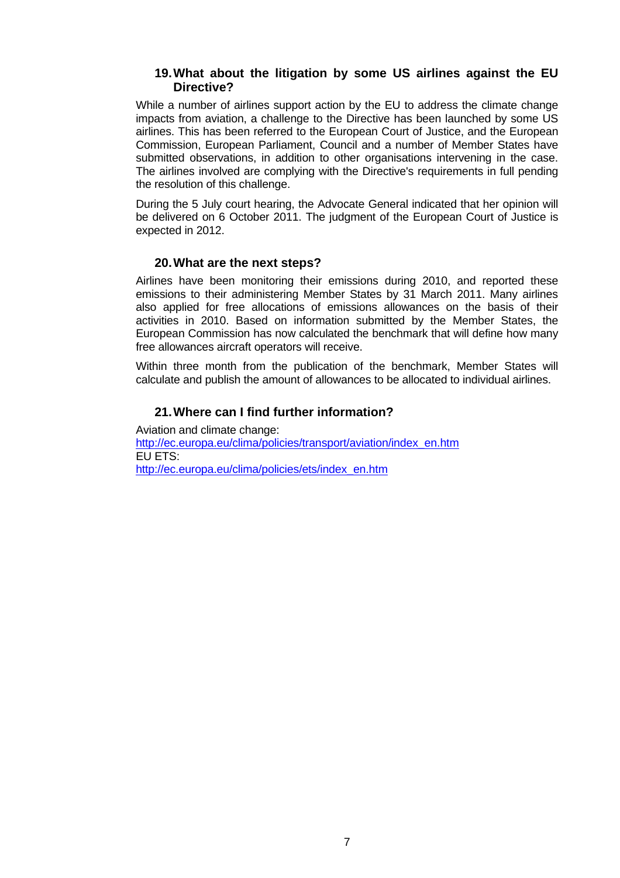## 19. What about the litigation by some US airlines against the EU Directive?

While a number of airlines support action by the EU to address the climate change impacts from aviation, a challenge to the Directive has been launched by some US airlines. This has been referred to the European Court of Justice, and the European Commission, European Parliament, Council and a number of Member States have submitted observations, in addition to other organisations intervening in the case. The airlines involved are complying with the Directive's requirements in full pending the resolution of this challenge.

During the 5 July court hearing, the Advocate General indicated that her opinion will be delivered on 6 October 2011. The judgment of the European Court of Justice is expected in 2012.

## 20. What are the next steps?

Airlines have been monitoring their emissions during 2010, and reported these emissions to their administering Member States by 31 March 2011. Many airlines also applied for free allocations of emissions allowances on the basis of their activities in 2010. Based on information submitted by the Member States, the European Commission has now calculated the benchmark that will define how many free allowances aircraft operators will receive.

Within three month from the publication of the benchmark, Member States will calculate and publish the amount of allowances to be allocated to individual airlines.

## 21. Where can I find further information?

Aviation and climate change:
[http://ec.europa.eu/clima/policies/transport/aviation/index_en.htm](http://ec.europa.eu/clima/policies/transport/aviation/index_en.htm)
EU ETS:
[http://ec.europa.eu/clima/policies/ets/index_en.htm](http://ec.europa.eu/clima/policies/ets/index_en.htm)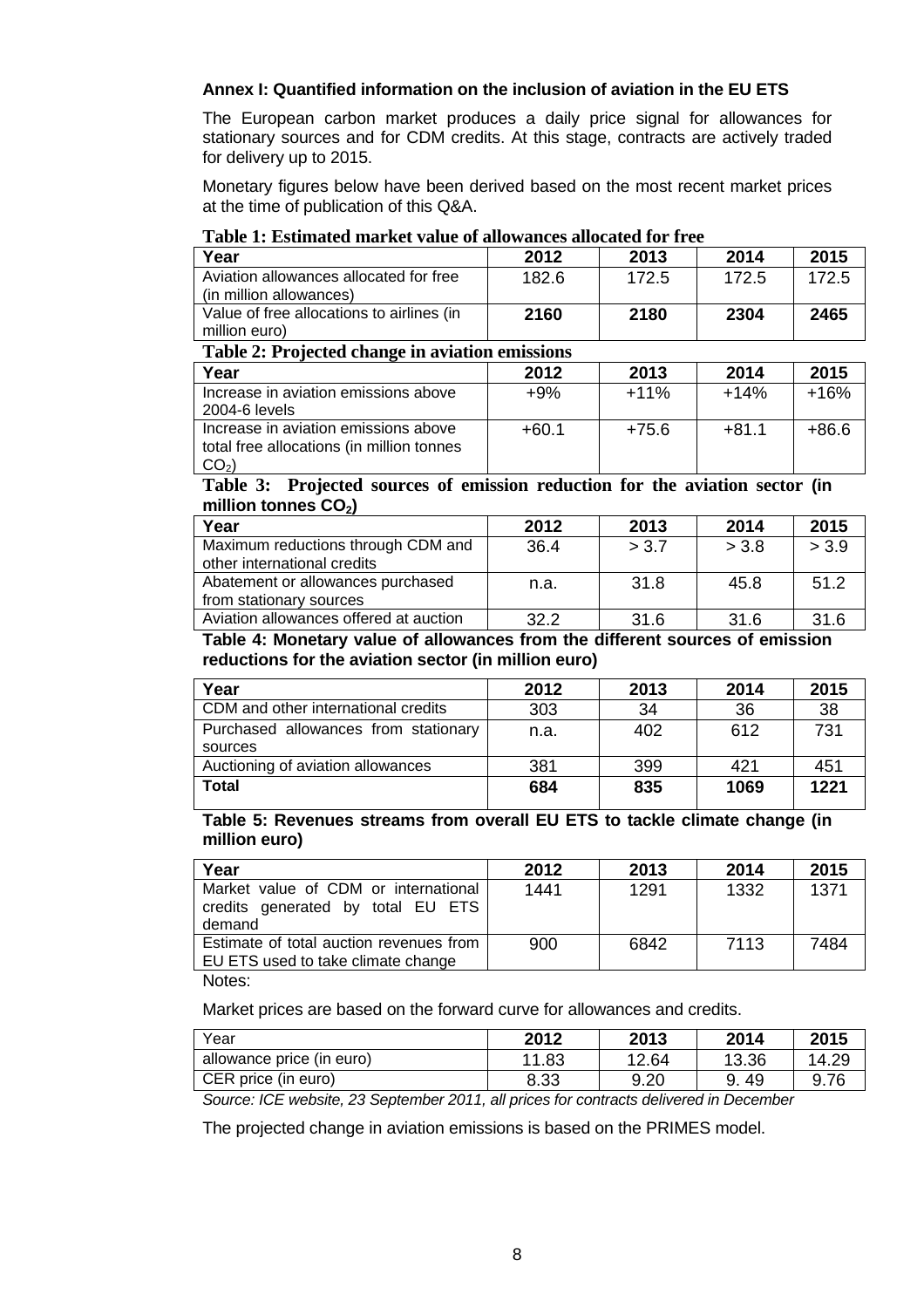### Annex I: Quantified information on the inclusion of aviation in the EU ETS

The European carbon market produces a daily price signal for allowances for stationary sources and for CDM credits. At this stage, contracts are actively traded for delivery up to 2015.

Monetary figures below have been derived based on the most recent market prices at the time of publication of this Q&A.

**Table 1: Estimated market value of allowances allocated for free**

| Year | 2012 | 2013 | 2014 | 2015 |
|---|---|---|---|---|
| Aviation allowances allocated for free (in million allowances) | 182.6 | 172.5 | 172.5 | 172.5 |
| Value of free allocations to airlines (in million euro) | **2160** | **2180** | **2304** | **2465** |

**Table 2: Projected change in aviation emissions**

| Year | 2012 | 2013 | 2014 | 2015 |
|---|---|---|---|---|
| Increase in aviation emissions above 2004-6 levels | +9% | +11% | +14% | +16% |
| Increase in aviation emissions above total free allocations (in million tonnes $CO_2$) | +60.1 | +75.6 | +81.1 | +86.6 |

**Table 3: Projected sources of emission reduction for the aviation sector (in million tonnes $CO_2$)**

| Year | 2012 | 2013 | 2014 | 2015 |
|---|---|---|---|---|
| Maximum reductions through CDM and other international credits | 36.4 | > 3.7 | > 3.8 | > 3.9 |
| Abatement or allowances purchased from stationary sources | n.a. | 31.8 | 45.8 | 51.2 |
| Aviation allowances offered at auction | 32.2 | 31.6 | 31.6 | 31.6 |

**Table 4: Monetary value of allowances from the different sources of emission reductions for the aviation sector (in million euro)**

| Year | 2012 | 2013 | 2014 | 2015 |
|---|---|---|---|---|
| CDM and other international credits | 303 | 34 | 36 | 38 |
| Purchased allowances from stationary sources | n.a. | 402 | 612 | 731 |
| Auctioning of aviation allowances | 381 | 399 | 421 | 451 |
| **Total** | **684** | **835** | **1069** | **1221** |

**Table 5: Revenues streams from overall EU ETS to tackle climate change (in million euro)**

| Year | 2012 | 2013 | 2014 | 2015 |
|---|---|---|---|---|
| Market value of CDM or international credits generated by total EU ETS demand | 1441 | 1291 | 1332 | 1371 |
| Estimate of total auction revenues from EU ETS used to take climate change | 900 | 6842 | 7113 | 7484 |

Notes:

Market prices are based on the forward curve for allowances and credits.

| Year | 2012 | 2013 | 2014 | 2015 |
|---|---|---|---|---|
| allowance price (in euro) | 11.83 | 12.64 | 13.36 | 14.29 |
| CER price (in euro) | 8.33 | 9.20 | 9. 49 | 9.76 |

*Source: ICE website, 23 September 2011, all prices for contracts delivered in December*

The projected change in aviation emissions is based on the PRIMES model.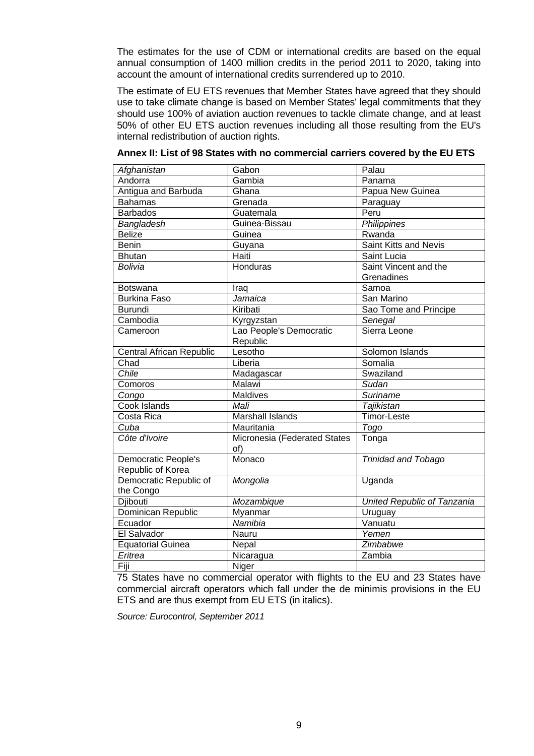The estimates for the use of CDM or international credits are based on the equal annual consumption of 1400 million credits in the period 2011 to 2020, taking into account the amount of international credits surrendered up to 2010.

The estimate of EU ETS revenues that Member States have agreed that they should use to take climate change is based on Member States' legal commitments that they should use 100% of aviation auction revenues to tackle climate change, and at least 50% of other EU ETS auction revenues including all those resulting from the EU's internal redistribution of auction rights.

**Annex II: List of 98 States with no commercial carriers covered by the EU ETS**

| | | |
|---|---|---|
| *Afghanistan* | Gabon | Palau |
| Andorra | Gambia | Panama |
| Antigua and Barbuda | Ghana | Papua New Guinea |
| Bahamas | Grenada | Paraguay |
| Barbados | Guatemala | Peru |
| *Bangladesh* | Guinea-Bissau | *Philippines* |
| Belize | Guinea | Rwanda |
| Benin | Guyana | Saint Kitts and Nevis |
| Bhutan | Haiti | Saint Lucia |
| *Bolivia* | Honduras | Saint Vincent and the Grenadines |
| Botswana | Iraq | Samoa |
| Burkina Faso | *Jamaica* | San Marino |
| Burundi | Kiribati | Sao Tome and Principe |
| Cambodia | Kyrgyzstan | *Senegal* |
| Cameroon | Lao People's Democratic Republic | Sierra Leone |
| Central African Republic | Lesotho | Solomon Islands |
| Chad | Liberia | Somalia |
| *Chile* | Madagascar | Swaziland |
| Comoros | Malawi | *Sudan* |
| *Congo* | Maldives | *Suriname* |
| Cook Islands | *Mali* | *Tajikistan* |
| Costa Rica | Marshall Islands | Timor-Leste |
| *Cuba* | Mauritania | *Togo* |
| *Côte d'Ivoire* | Micronesia (Federated States of) | Tonga |
| Democratic People's Republic of Korea | Monaco | *Trinidad and Tobago* |
| Democratic Republic of the Congo | *Mongolia* | Uganda |
| Djibouti | *Mozambique* | *United Republic of Tanzania* |
| Dominican Republic | Myanmar | Uruguay |
| Ecuador | *Namibia* | Vanuatu |
| El Salvador | Nauru | *Yemen* |
| Equatorial Guinea | Nepal | *Zimbabwe* |
| *Eritrea* | Nicaragua | Zambia |
| Fiji | Niger | |

75 States have no commercial operator with flights to the EU and 23 States have commercial aircraft operators which fall under the de minimis provisions in the EU ETS and are thus exempt from EU ETS (in italics).

*Source: Eurocontrol, September 2011*